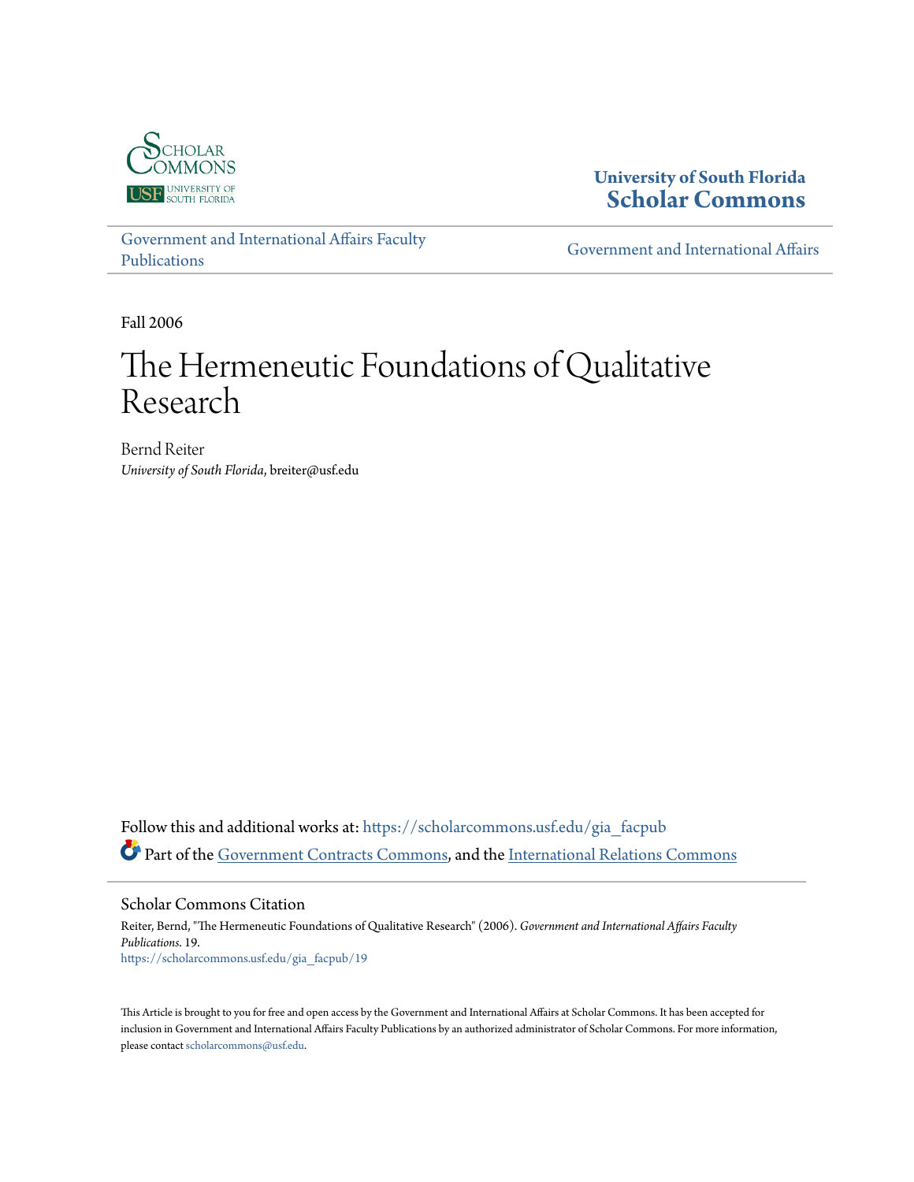University of South Florida
**Scholar Commons**

Government and International Affairs Faculty Publications

Government and International Affairs

Fall 2006

# The Hermeneutic Foundations of Qualitative Research

Bernd Reiter
*University of South Florida*, breiter@usf.edu

Follow this and additional works at: https://scholarcommons.usf.edu/gia_facpub

Part of the Government Contracts Commons, and the International Relations Commons

## Scholar Commons Citation

Reiter, Bernd, "The Hermeneutic Foundations of Qualitative Research" (2006). *Government and International Affairs Faculty Publications*. 19.
https://scholarcommons.usf.edu/gia_facpub/19

This Article is brought to you for free and open access by the Government and International Affairs at Scholar Commons. It has been accepted for inclusion in Government and International Affairs Faculty Publications by an authorized administrator of Scholar Commons. For more information, please contact scholarcommons@usf.edu.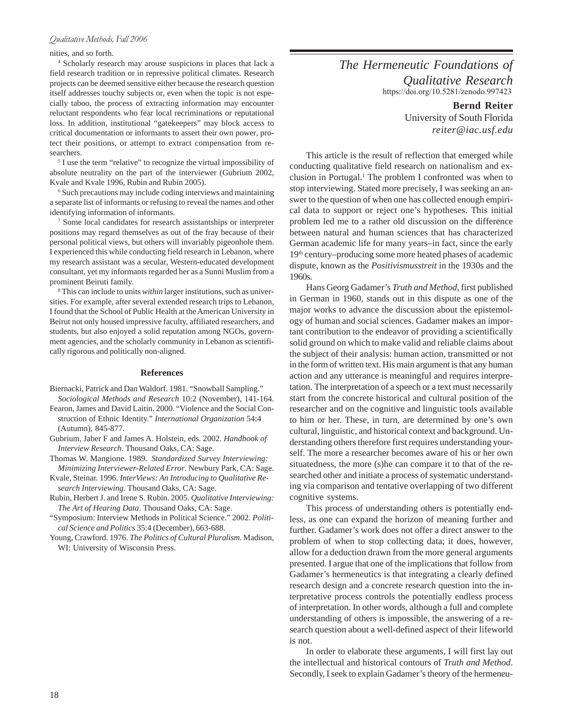nities, and so forth.

[4] Scholarly research may arouse suspicions in places that lack a field research tradition or in repressive political climates. Research projects can be deemed sensitive either because the research question itself addresses touchy subjects or, even when the topic is not especially taboo, the process of extracting information may encounter reluctant respondents who fear local recriminations or reputational loss. In addition, institutional "gatekeepers" may block access to critical documentation or informants to assert their own power, protect their positions, or attempt to extract compensation from researchers.

[5] I use the term "relative" to recognize the virtual impossibility of absolute neutrality on the part of the interviewer (Gubrium 2002, Kvale and Kvale 1996, Rubin and Rubin 2005).

[6] Such precautions may include coding interviews and maintaining a separate list of informants or refusing to reveal the names and other identifying information of informants.

[7] Some local candidates for research assistantships or interpreter positions may regard themselves as out of the fray because of their personal political views, but others will invariably pigeonhole them. I experienced this while conducting field research in Lebanon, where my research assistant was a secular, Western-educated development consultant, yet my informants regarded her as a Sunni Muslim from a prominent Beiruti family.

[8] This can include to units *within* larger institutions, such as universities. For example, after several extended research trips to Lebanon, I found that the School of Public Health at the American University in Beirut not only housed impressive faculty, affiliated researchers, and students, but also enjoyed a solid reputation among NGOs, government agencies, and the scholarly community in Lebanon as scientifically rigorous and politically non-aligned.

### References

Biernacki, Patrick and Dan Waldorf. 1981. "Snowball Sampling." *Sociological Methods and Research* 10:2 (November), 141-164.

Fearon, James and David Laitin. 2000. "Violence and the Social Construction of Ethnic Identity." *International Organization* 54:4 (Autumn), 845-877.

Gubrium, Jaber F and James A. Holstein, eds. 2002. *Handbook of Interview Research*. Thousand Oaks, CA: Sage.

Thomas W. Mangione. 1989. *Standardized Survey Interviewing: Minimizing Interviewer-Related Error*. Newbury Park, CA: Sage.

Kvale, Steinar. 1996. *InterViews: An Introducing to Qualitative Research Interviewing*. Thousand Oaks, CA: Sage.

Rubin, Herbert J. and Irene S. Rubin. 2005. *Qualitative Interviewing: The Art of Hearing Data*. Thousand Oaks, CA: Sage.

"Symposium: Interview Methods in Political Science." 2002. *Political Science and Politics* 35:4 (December), 663-688.

Young, Crawford. 1976. *The Politics of Cultural Pluralism.* Madison, WI: University of Wisconsin Press.

# *The Hermeneutic Foundations of Qualitative Research*

https://doi.org/10.5281/zenodo.997423

**Bernd Reiter**
University of South Florida
*reiter@iac.usf.edu*

This article is the result of reflection that emerged while conducting qualitative field research on nationalism and exclusion in Portugal.[1] The problem I confronted was when to stop interviewing. Stated more precisely, I was seeking an answer to the question of when one has collected enough empirical data to support or reject one's hypotheses. This initial problem led me to a rather old discussion on the difference between natural and human sciences that has characterized German academic life for many years–in fact, since the early 19th century–producing some more heated phases of academic dispute, known as the *Positivismusstreit* in the 1930s and the 1960s.

Hans Georg Gadamer's *Truth and Method*, first published in German in 1960, stands out in this dispute as one of the major works to advance the discussion about the epistemology of human and social sciences. Gadamer makes an important contribution to the endeavor of providing a scientifically solid ground on which to make valid and reliable claims about the subject of their analysis: human action, transmitted or not in the form of written text. His main argument is that any human action and any utterance is meaningful and requires interpretation. The interpretation of a speech or a text must necessarily start from the concrete historical and cultural position of the researcher and on the cognitive and linguistic tools available to him or her. These, in turn, are determined by one's own cultural, linguistic, and historical context and background. Understanding others therefore first requires understanding yourself. The more a researcher becomes aware of his or her own situatedness, the more (s)he can compare it to that of the researched other and initiate a process of systematic understanding via comparison and tentative overlapping of two different cognitive systems.

This process of understanding others is potentially endless, as one can expand the horizon of meaning further and further. Gadamer's work does not offer a direct answer to the problem of when to stop collecting data; it does, however, allow for a deduction drawn from the more general arguments presented. I argue that one of the implications that follow from Gadamer's hermeneutics is that integrating a clearly defined research design and a concrete research question into the interpretative process controls the potentially endless process of interpretation. In other words, although a full and complete understanding of others is impossible, the answering of a research question about a well-defined aspect of their lifeworld is not.

In order to elaborate these arguments, I will first lay out the intellectual and historical contours of *Truth and Method*. Secondly, I seek to explain Gadamer's theory of the hermeneu-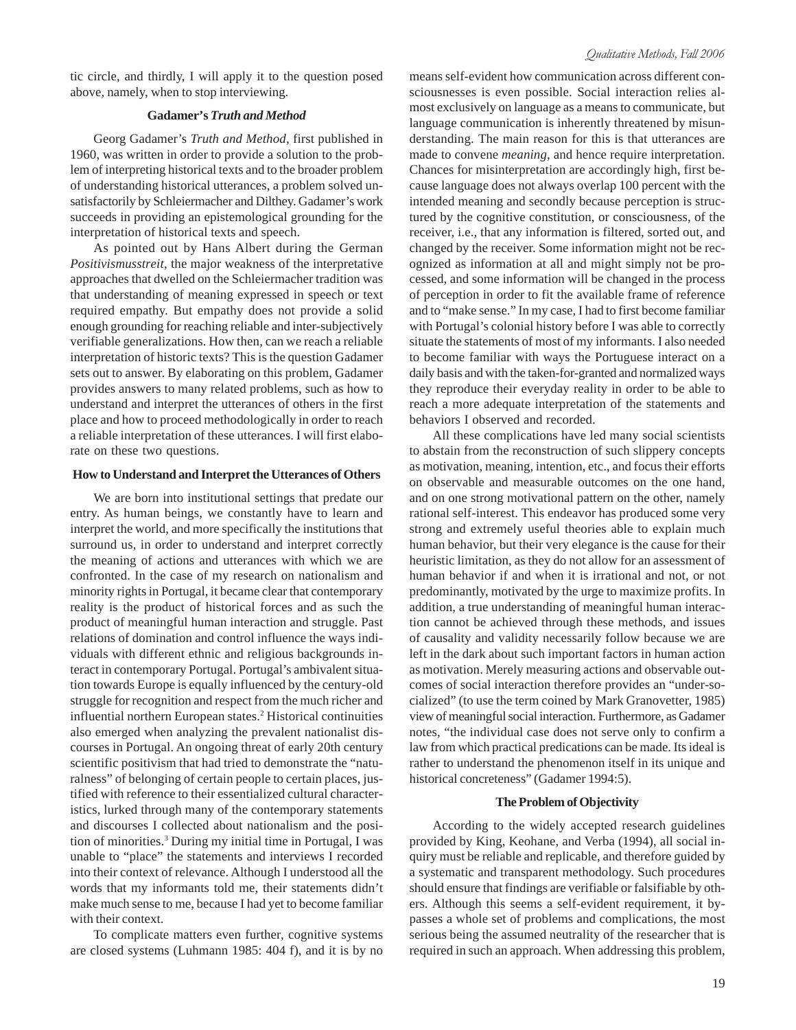tic circle, and thirdly, I will apply it to the question posed above, namely, when to stop interviewing.

### Gadamer's *Truth and Method*

Georg Gadamer's *Truth and Method*, first published in 1960, was written in order to provide a solution to the problem of interpreting historical texts and to the broader problem of understanding historical utterances, a problem solved unsatisfactorily by Schleiermacher and Dilthey. Gadamer's work succeeds in providing an epistemological grounding for the interpretation of historical texts and speech.

As pointed out by Hans Albert during the German *Positivismusstreit*, the major weakness of the interpretative approaches that dwelled on the Schleiermacher tradition was that understanding of meaning expressed in speech or text required empathy. But empathy does not provide a solid enough grounding for reaching reliable and inter-subjectively verifiable generalizations. How then, can we reach a reliable interpretation of historic texts? This is the question Gadamer sets out to answer. By elaborating on this problem, Gadamer provides answers to many related problems, such as how to understand and interpret the utterances of others in the first place and how to proceed methodologically in order to reach a reliable interpretation of these utterances. I will first elaborate on these two questions.

### How to Understand and Interpret the Utterances of Others

We are born into institutional settings that predate our entry. As human beings, we constantly have to learn and interpret the world, and more specifically the institutions that surround us, in order to understand and interpret correctly the meaning of actions and utterances with which we are confronted. In the case of my research on nationalism and minority rights in Portugal, it became clear that contemporary reality is the product of historical forces and as such the product of meaningful human interaction and struggle. Past relations of domination and control influence the ways individuals with different ethnic and religious backgrounds interact in contemporary Portugal. Portugal's ambivalent situation towards Europe is equally influenced by the century-old struggle for recognition and respect from the much richer and influential northern European states.[2] Historical continuities also emerged when analyzing the prevalent nationalist discourses in Portugal. An ongoing threat of early 20th century scientific positivism that had tried to demonstrate the "naturalness" of belonging of certain people to certain places, justified with reference to their essentialized cultural characteristics, lurked through many of the contemporary statements and discourses I collected about nationalism and the position of minorities.[3] During my initial time in Portugal, I was unable to "place" the statements and interviews I recorded into their context of relevance. Although I understood all the words that my informants told me, their statements didn't make much sense to me, because I had yet to become familiar with their context.

To complicate matters even further, cognitive systems are closed systems (Luhmann 1985: 404 f), and it is by no means self-evident how communication across different consciousnesses is even possible. Social interaction relies almost exclusively on language as a means to communicate, but language communication is inherently threatened by misunderstanding. The main reason for this is that utterances are made to convene *meaning*, and hence require interpretation. Chances for misinterpretation are accordingly high, first because language does not always overlap 100 percent with the intended meaning and secondly because perception is structured by the cognitive constitution, or consciousness, of the receiver, i.e., that any information is filtered, sorted out, and changed by the receiver. Some information might not be recognized as information at all and might simply not be processed, and some information will be changed in the process of perception in order to fit the available frame of reference and to "make sense." In my case, I had to first become familiar with Portugal's colonial history before I was able to correctly situate the statements of most of my informants. I also needed to become familiar with ways the Portuguese interact on a daily basis and with the taken-for-granted and normalized ways they reproduce their everyday reality in order to be able to reach a more adequate interpretation of the statements and behaviors I observed and recorded.

All these complications have led many social scientists to abstain from the reconstruction of such slippery concepts as motivation, meaning, intention, etc., and focus their efforts on observable and measurable outcomes on the one hand, and on one strong motivational pattern on the other, namely rational self-interest. This endeavor has produced some very strong and extremely useful theories able to explain much human behavior, but their very elegance is the cause for their heuristic limitation, as they do not allow for an assessment of human behavior if and when it is irrational and not, or not predominantly, motivated by the urge to maximize profits. In addition, a true understanding of meaningful human interaction cannot be achieved through these methods, and issues of causality and validity necessarily follow because we are left in the dark about such important factors in human action as motivation. Merely measuring actions and observable outcomes of social interaction therefore provides an "under-socialized" (to use the term coined by Mark Granovetter, 1985) view of meaningful social interaction. Furthermore, as Gadamer notes, "the individual case does not serve only to confirm a law from which practical predications can be made. Its ideal is rather to understand the phenomenon itself in its unique and historical concreteness" (Gadamer 1994:5).

### The Problem of Objectivity

According to the widely accepted research guidelines provided by King, Keohane, and Verba (1994), all social inquiry must be reliable and replicable, and therefore guided by a systematic and transparent methodology. Such procedures should ensure that findings are verifiable or falsifiable by others. Although this seems a self-evident requirement, it bypasses a whole set of problems and complications, the most serious being the assumed neutrality of the researcher that is required in such an approach. When addressing this problem,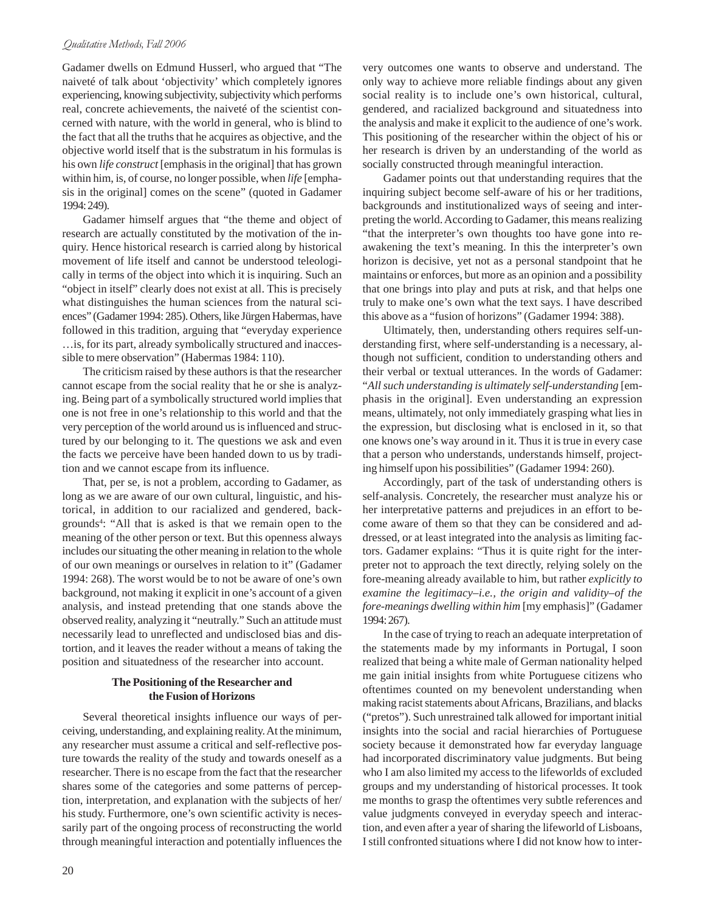Gadamer dwells on Edmund Husserl, who argued that "The naiveté of talk about 'objectivity' which completely ignores experiencing, knowing subjectivity, subjectivity which performs real, concrete achievements, the naiveté of the scientist concerned with nature, with the world in general, who is blind to the fact that all the truths that he acquires as objective, and the objective world itself that is the substratum in his formulas is his own *life construct* [emphasis in the original] that has grown within him, is, of course, no longer possible, when *life* [emphasis in the original] comes on the scene" (quoted in Gadamer 1994: 249).

Gadamer himself argues that "the theme and object of research are actually constituted by the motivation of the inquiry. Hence historical research is carried along by historical movement of life itself and cannot be understood teleologically in terms of the object into which it is inquiring. Such an "object in itself" clearly does not exist at all. This is precisely what distinguishes the human sciences from the natural sciences" (Gadamer 1994: 285). Others, like Jürgen Habermas, have followed in this tradition, arguing that "everyday experience …is, for its part, already symbolically structured and inaccessible to mere observation" (Habermas 1984: 110).

The criticism raised by these authors is that the researcher cannot escape from the social reality that he or she is analyzing. Being part of a symbolically structured world implies that one is not free in one's relationship to this world and that the very perception of the world around us is influenced and structured by our belonging to it. The questions we ask and even the facts we perceive have been handed down to us by tradition and we cannot escape from its influence.

That, per se, is not a problem, according to Gadamer, as long as we are aware of our own cultural, linguistic, and historical, in addition to our racialized and gendered, backgrounds[4]: "All that is asked is that we remain open to the meaning of the other person or text. But this openness always includes our situating the other meaning in relation to the whole of our own meanings or ourselves in relation to it" (Gadamer 1994: 268). The worst would be to not be aware of one's own background, not making it explicit in one's account of a given analysis, and instead pretending that one stands above the observed reality, analyzing it "neutrally." Such an attitude must necessarily lead to unreflected and undisclosed bias and distortion, and it leaves the reader without a means of taking the position and situatedness of the researcher into account.

### The Positioning of the Researcher and the Fusion of Horizons

Several theoretical insights influence our ways of perceiving, understanding, and explaining reality. At the minimum, any researcher must assume a critical and self-reflective posture towards the reality of the study and towards oneself as a researcher. There is no escape from the fact that the researcher shares some of the categories and some patterns of perception, interpretation, and explanation with the subjects of her/his study. Furthermore, one's own scientific activity is necessarily part of the ongoing process of reconstructing the world through meaningful interaction and potentially influences the very outcomes one wants to observe and understand. The only way to achieve more reliable findings about any given social reality is to include one's own historical, cultural, gendered, and racialized background and situatedness into the analysis and make it explicit to the audience of one's work. This positioning of the researcher within the object of his or her research is driven by an understanding of the world as socially constructed through meaningful interaction.

Gadamer points out that understanding requires that the inquiring subject become self-aware of his or her traditions, backgrounds and institutionalized ways of seeing and interpreting the world. According to Gadamer, this means realizing "that the interpreter's own thoughts too have gone into reawakening the text's meaning. In this the interpreter's own horizon is decisive, yet not as a personal standpoint that he maintains or enforces, but more as an opinion and a possibility that one brings into play and puts at risk, and that helps one truly to make one's own what the text says. I have described this above as a "fusion of horizons" (Gadamer 1994: 388).

Ultimately, then, understanding others requires self-understanding first, where self-understanding is a necessary, although not sufficient, condition to understanding others and their verbal or textual utterances. In the words of Gadamer: "*All such understanding is ultimately self-understanding* [emphasis in the original]. Even understanding an expression means, ultimately, not only immediately grasping what lies in the expression, but disclosing what is enclosed in it, so that one knows one's way around in it. Thus it is true in every case that a person who understands, understands himself, projecting himself upon his possibilities" (Gadamer 1994: 260).

Accordingly, part of the task of understanding others is self-analysis. Concretely, the researcher must analyze his or her interpretative patterns and prejudices in an effort to become aware of them so that they can be considered and addressed, or at least integrated into the analysis as limiting factors. Gadamer explains: "Thus it is quite right for the interpreter not to approach the text directly, relying solely on the fore-meaning already available to him, but rather *explicitly to examine the legitimacy–i.e., the origin and validity–of the fore-meanings dwelling within him* [my emphasis]" (Gadamer 1994: 267).

In the case of trying to reach an adequate interpretation of the statements made by my informants in Portugal, I soon realized that being a white male of German nationality helped me gain initial insights from white Portuguese citizens who oftentimes counted on my benevolent understanding when making racist statements about Africans, Brazilians, and blacks ("pretos"). Such unrestrained talk allowed for important initial insights into the social and racial hierarchies of Portuguese society because it demonstrated how far everyday language had incorporated discriminatory value judgments. But being who I am also limited my access to the lifeworlds of excluded groups and my understanding of historical processes. It took me months to grasp the oftentimes very subtle references and value judgments conveyed in everyday speech and interaction, and even after a year of sharing the lifeworld of Lisboans, I still confronted situations where I did not know how to inter-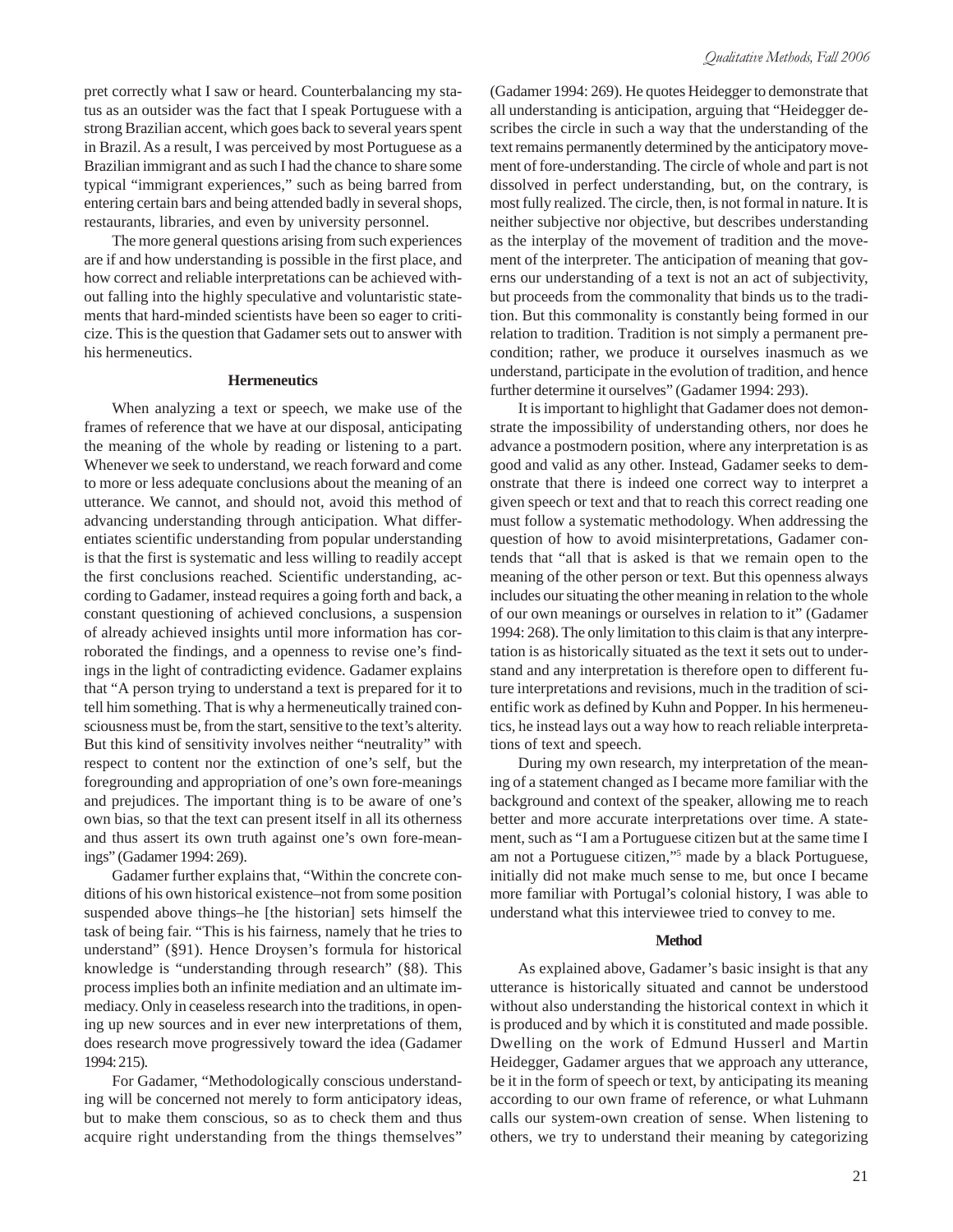pret correctly what I saw or heard. Counterbalancing my status as an outsider was the fact that I speak Portuguese with a strong Brazilian accent, which goes back to several years spent in Brazil. As a result, I was perceived by most Portuguese as a Brazilian immigrant and as such I had the chance to share some typical "immigrant experiences," such as being barred from entering certain bars and being attended badly in several shops, restaurants, libraries, and even by university personnel.

The more general questions arising from such experiences are if and how understanding is possible in the first place, and how correct and reliable interpretations can be achieved without falling into the highly speculative and voluntaristic statements that hard-minded scientists have been so eager to criticize. This is the question that Gadamer sets out to answer with his hermeneutics.

### Hermeneutics

When analyzing a text or speech, we make use of the frames of reference that we have at our disposal, anticipating the meaning of the whole by reading or listening to a part. Whenever we seek to understand, we reach forward and come to more or less adequate conclusions about the meaning of an utterance. We cannot, and should not, avoid this method of advancing understanding through anticipation. What differentiates scientific understanding from popular understanding is that the first is systematic and less willing to readily accept the first conclusions reached. Scientific understanding, according to Gadamer, instead requires a going forth and back, a constant questioning of achieved conclusions, a suspension of already achieved insights until more information has corroborated the findings, and a openness to revise one's findings in the light of contradicting evidence. Gadamer explains that "A person trying to understand a text is prepared for it to tell him something. That is why a hermeneutically trained consciousness must be, from the start, sensitive to the text's alterity. But this kind of sensitivity involves neither "neutrality" with respect to content nor the extinction of one's self, but the foregrounding and appropriation of one's own fore-meanings and prejudices. The important thing is to be aware of one's own bias, so that the text can present itself in all its otherness and thus assert its own truth against one's own fore-meanings" (Gadamer 1994: 269).

Gadamer further explains that, "Within the concrete conditions of his own historical existence–not from some position suspended above things–he [the historian] sets himself the task of being fair. "This is his fairness, namely that he tries to understand" (§91). Hence Droysen's formula for historical knowledge is "understanding through research" (§8). This process implies both an infinite mediation and an ultimate immediacy. Only in ceaseless research into the traditions, in opening up new sources and in ever new interpretations of them, does research move progressively toward the idea (Gadamer 1994: 215).

For Gadamer, "Methodologically conscious understanding will be concerned not merely to form anticipatory ideas, but to make them conscious, so as to check them and thus acquire right understanding from the things themselves" (Gadamer 1994: 269). He quotes Heidegger to demonstrate that all understanding is anticipation, arguing that "Heidegger describes the circle in such a way that the understanding of the text remains permanently determined by the anticipatory movement of fore-understanding. The circle of whole and part is not dissolved in perfect understanding, but, on the contrary, is most fully realized. The circle, then, is not formal in nature. It is neither subjective nor objective, but describes understanding as the interplay of the movement of tradition and the movement of the interpreter. The anticipation of meaning that governs our understanding of a text is not an act of subjectivity, but proceeds from the commonality that binds us to the tradition. But this commonality is constantly being formed in our relation to tradition. Tradition is not simply a permanent precondition; rather, we produce it ourselves inasmuch as we understand, participate in the evolution of tradition, and hence further determine it ourselves" (Gadamer 1994: 293).

It is important to highlight that Gadamer does not demonstrate the impossibility of understanding others, nor does he advance a postmodern position, where any interpretation is as good and valid as any other. Instead, Gadamer seeks to demonstrate that there is indeed one correct way to interpret a given speech or text and that to reach this correct reading one must follow a systematic methodology. When addressing the question of how to avoid misinterpretations, Gadamer contends that "all that is asked is that we remain open to the meaning of the other person or text. But this openness always includes our situating the other meaning in relation to the whole of our own meanings or ourselves in relation to it" (Gadamer 1994: 268). The only limitation to this claim is that any interpretation is as historically situated as the text it sets out to understand and any interpretation is therefore open to different future interpretations and revisions, much in the tradition of scientific work as defined by Kuhn and Popper. In his hermeneutics, he instead lays out a way how to reach reliable interpretations of text and speech.

During my own research, my interpretation of the meaning of a statement changed as I became more familiar with the background and context of the speaker, allowing me to reach better and more accurate interpretations over time. A statement, such as "I am a Portuguese citizen but at the same time I am not a Portuguese citizen,"[5] made by a black Portuguese, initially did not make much sense to me, but once I became more familiar with Portugal's colonial history, I was able to understand what this interviewee tried to convey to me.

### Method

As explained above, Gadamer's basic insight is that any utterance is historically situated and cannot be understood without also understanding the historical context in which it is produced and by which it is constituted and made possible. Dwelling on the work of Edmund Husserl and Martin Heidegger, Gadamer argues that we approach any utterance, be it in the form of speech or text, by anticipating its meaning according to our own frame of reference, or what Luhmann calls our system-own creation of sense. When listening to others, we try to understand their meaning by categorizing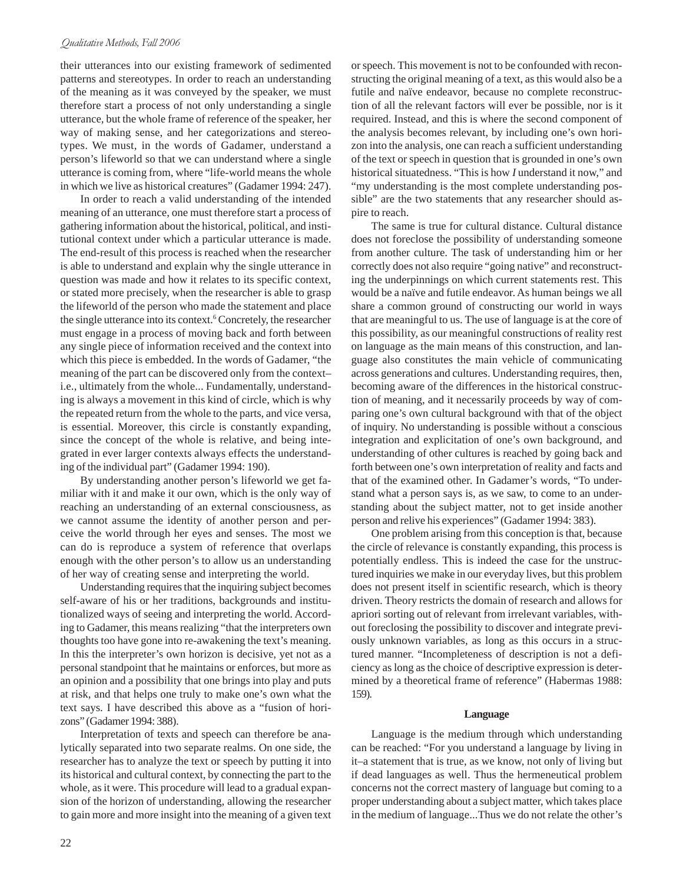their utterances into our existing framework of sedimented patterns and stereotypes. In order to reach an understanding of the meaning as it was conveyed by the speaker, we must therefore start a process of not only understanding a single utterance, but the whole frame of reference of the speaker, her way of making sense, and her categorizations and stereotypes. We must, in the words of Gadamer, understand a person's lifeworld so that we can understand where a single utterance is coming from, where "life-world means the whole in which we live as historical creatures" (Gadamer 1994: 247).

In order to reach a valid understanding of the intended meaning of an utterance, one must therefore start a process of gathering information about the historical, political, and institutional context under which a particular utterance is made. The end-result of this process is reached when the researcher is able to understand and explain why the single utterance in question was made and how it relates to its specific context, or stated more precisely, when the researcher is able to grasp the lifeworld of the person who made the statement and place the single utterance into its context.[6] Concretely, the researcher must engage in a process of moving back and forth between any single piece of information received and the context into which this piece is embedded. In the words of Gadamer, "the meaning of the part can be discovered only from the context–i.e., ultimately from the whole... Fundamentally, understanding is always a movement in this kind of circle, which is why the repeated return from the whole to the parts, and vice versa, is essential. Moreover, this circle is constantly expanding, since the concept of the whole is relative, and being integrated in ever larger contexts always effects the understanding of the individual part" (Gadamer 1994: 190).

By understanding another person's lifeworld we get familiar with it and make it our own, which is the only way of reaching an understanding of an external consciousness, as we cannot assume the identity of another person and perceive the world through her eyes and senses. The most we can do is reproduce a system of reference that overlaps enough with the other person's to allow us an understanding of her way of creating sense and interpreting the world.

Understanding requires that the inquiring subject becomes self-aware of his or her traditions, backgrounds and institutionalized ways of seeing and interpreting the world. According to Gadamer, this means realizing "that the interpreters own thoughts too have gone into re-awakening the text's meaning. In this the interpreter's own horizon is decisive, yet not as a personal standpoint that he maintains or enforces, but more as an opinion and a possibility that one brings into play and puts at risk, and that helps one truly to make one's own what the text says. I have described this above as a "fusion of horizons" (Gadamer 1994: 388).

Interpretation of texts and speech can therefore be analytically separated into two separate realms. On one side, the researcher has to analyze the text or speech by putting it into its historical and cultural context, by connecting the part to the whole, as it were. This procedure will lead to a gradual expansion of the horizon of understanding, allowing the researcher to gain more and more insight into the meaning of a given text or speech. This movement is not to be confounded with reconstructing the original meaning of a text, as this would also be a futile and naïve endeavor, because no complete reconstruction of all the relevant factors will ever be possible, nor is it required. Instead, and this is where the second component of the analysis becomes relevant, by including one's own horizon into the analysis, one can reach a sufficient understanding of the text or speech in question that is grounded in one's own historical situatedness. "This is how *I* understand it now," and "my understanding is the most complete understanding possible" are the two statements that any researcher should aspire to reach.

The same is true for cultural distance. Cultural distance does not foreclose the possibility of understanding someone from another culture. The task of understanding him or her correctly does not also require "going native" and reconstructing the underpinnings on which current statements rest. This would be a naïve and futile endeavor. As human beings we all share a common ground of constructing our world in ways that are meaningful to us. The use of language is at the core of this possibility, as our meaningful constructions of reality rest on language as the main means of this construction, and language also constitutes the main vehicle of communicating across generations and cultures. Understanding requires, then, becoming aware of the differences in the historical construction of meaning, and it necessarily proceeds by way of comparing one's own cultural background with that of the object of inquiry. No understanding is possible without a conscious integration and explicitation of one's own background, and understanding of other cultures is reached by going back and forth between one's own interpretation of reality and facts and that of the examined other. In Gadamer's words, "To understand what a person says is, as we saw, to come to an understanding about the subject matter, not to get inside another person and relive his experiences" (Gadamer 1994: 383).

One problem arising from this conception is that, because the circle of relevance is constantly expanding, this process is potentially endless. This is indeed the case for the unstructured inquiries we make in our everyday lives, but this problem does not present itself in scientific research, which is theory driven. Theory restricts the domain of research and allows for apriori sorting out of relevant from irrelevant variables, without foreclosing the possibility to discover and integrate previously unknown variables, as long as this occurs in a structured manner. "Incompleteness of description is not a deficiency as long as the choice of descriptive expression is determined by a theoretical frame of reference" (Habermas 1988: 159).

### Language

Language is the medium through which understanding can be reached: "For you understand a language by living in it–a statement that is true, as we know, not only of living but if dead languages as well. Thus the hermeneutical problem concerns not the correct mastery of language but coming to a proper understanding about a subject matter, which takes place in the medium of language...Thus we do not relate the other's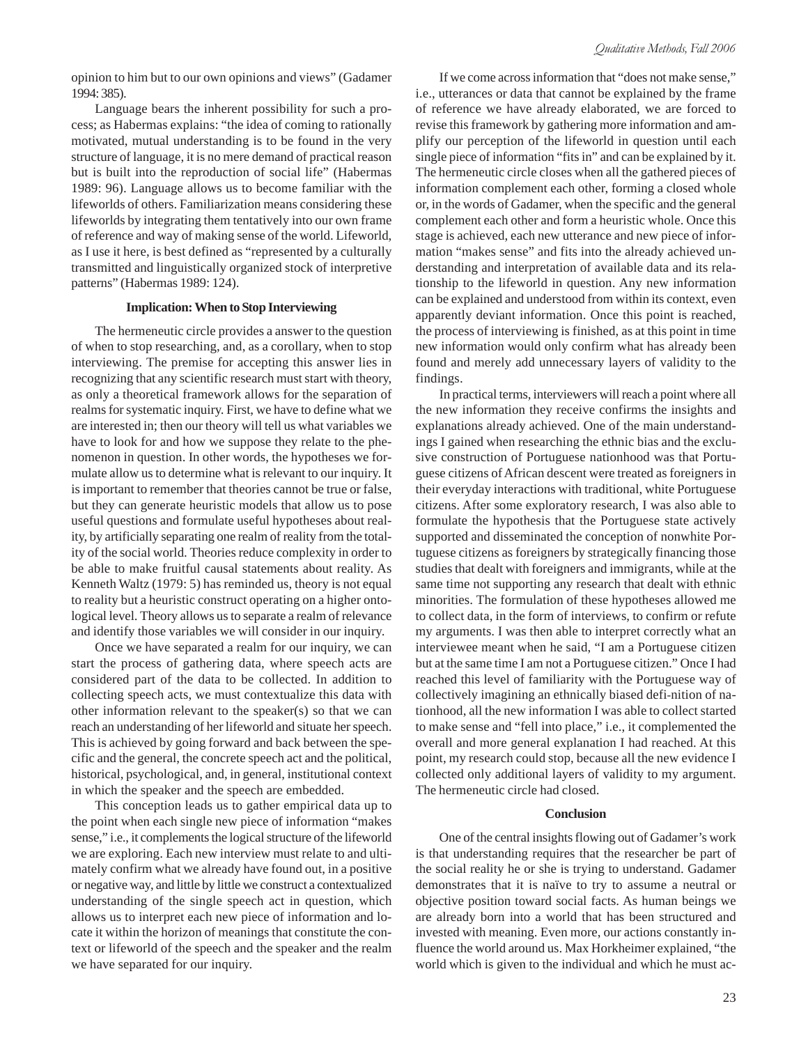opinion to him but to our own opinions and views" (Gadamer 1994: 385).

Language bears the inherent possibility for such a process; as Habermas explains: "the idea of coming to rationally motivated, mutual understanding is to be found in the very structure of language, it is no mere demand of practical reason but is built into the reproduction of social life" (Habermas 1989: 96). Language allows us to become familiar with the lifeworlds of others. Familiarization means considering these lifeworlds by integrating them tentatively into our own frame of reference and way of making sense of the world. Lifeworld, as I use it here, is best defined as "represented by a culturally transmitted and linguistically organized stock of interpretive patterns" (Habermas 1989: 124).

### Implication: When to Stop Interviewing

The hermeneutic circle provides a answer to the question of when to stop researching, and, as a corollary, when to stop interviewing. The premise for accepting this answer lies in recognizing that any scientific research must start with theory, as only a theoretical framework allows for the separation of realms for systematic inquiry. First, we have to define what we are interested in; then our theory will tell us what variables we have to look for and how we suppose they relate to the phenomenon in question. In other words, the hypotheses we formulate allow us to determine what is relevant to our inquiry. It is important to remember that theories cannot be true or false, but they can generate heuristic models that allow us to pose useful questions and formulate useful hypotheses about reality, by artificially separating one realm of reality from the totality of the social world. Theories reduce complexity in order to be able to make fruitful causal statements about reality. As Kenneth Waltz (1979: 5) has reminded us, theory is not equal to reality but a heuristic construct operating on a higher ontological level. Theory allows us to separate a realm of relevance and identify those variables we will consider in our inquiry.

Once we have separated a realm for our inquiry, we can start the process of gathering data, where speech acts are considered part of the data to be collected. In addition to collecting speech acts, we must contextualize this data with other information relevant to the speaker(s) so that we can reach an understanding of her lifeworld and situate her speech. This is achieved by going forward and back between the specific and the general, the concrete speech act and the political, historical, psychological, and, in general, institutional context in which the speaker and the speech are embedded.

This conception leads us to gather empirical data up to the point when each single new piece of information "makes sense," i.e., it complements the logical structure of the lifeworld we are exploring. Each new interview must relate to and ultimately confirm what we already have found out, in a positive or negative way, and little by little we construct a contextualized understanding of the single speech act in question, which allows us to interpret each new piece of information and locate it within the horizon of meanings that constitute the context or lifeworld of the speech and the speaker and the realm we have separated for our inquiry.

If we come across information that "does not make sense," i.e., utterances or data that cannot be explained by the frame of reference we have already elaborated, we are forced to revise this framework by gathering more information and amplify our perception of the lifeworld in question until each single piece of information "fits in" and can be explained by it. The hermeneutic circle closes when all the gathered pieces of information complement each other, forming a closed whole or, in the words of Gadamer, when the specific and the general complement each other and form a heuristic whole. Once this stage is achieved, each new utterance and new piece of information "makes sense" and fits into the already achieved understanding and interpretation of available data and its relationship to the lifeworld in question. Any new information can be explained and understood from within its context, even apparently deviant information. Once this point is reached, the process of interviewing is finished, as at this point in time new information would only confirm what has already been found and merely add unnecessary layers of validity to the findings.

In practical terms, interviewers will reach a point where all the new information they receive confirms the insights and explanations already achieved. One of the main understandings I gained when researching the ethnic bias and the exclusive construction of Portuguese nationhood was that Portuguese citizens of African descent were treated as foreigners in their everyday interactions with traditional, white Portuguese citizens. After some exploratory research, I was also able to formulate the hypothesis that the Portuguese state actively supported and disseminated the conception of nonwhite Portuguese citizens as foreigners by strategically financing those studies that dealt with foreigners and immigrants, while at the same time not supporting any research that dealt with ethnic minorities. The formulation of these hypotheses allowed me to collect data, in the form of interviews, to confirm or refute my arguments. I was then able to interpret correctly what an interviewee meant when he said, "I am a Portuguese citizen but at the same time I am not a Portuguese citizen." Once I had reached this level of familiarity with the Portuguese way of collectively imagining an ethnically biased definition of nationhood, all the new information I was able to collect started to make sense and "fell into place," i.e., it complemented the overall and more general explanation I had reached. At this point, my research could stop, because all the new evidence I collected only additional layers of validity to my argument. The hermeneutic circle had closed.

### Conclusion

One of the central insights flowing out of Gadamer's work is that understanding requires that the researcher be part of the social reality he or she is trying to understand. Gadamer demonstrates that it is naïve to try to assume a neutral or objective position toward social facts. As human beings we are already born into a world that has been structured and invested with meaning. Even more, our actions constantly influence the world around us. Max Horkheimer explained, "the world which is given to the individual and which he must ac-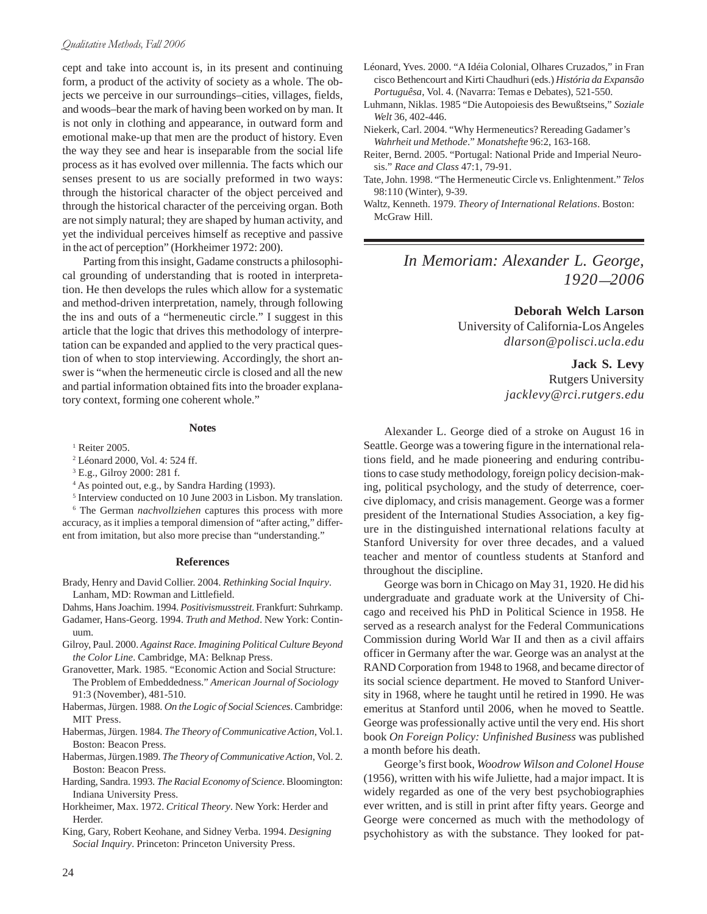cept and take into account is, in its present and continuing form, a product of the activity of society as a whole. The objects we perceive in our surroundings–cities, villages, fields, and woods–bear the mark of having been worked on by man. It is not only in clothing and appearance, in outward form and emotional make-up that men are the product of history. Even the way they see and hear is inseparable from the social life process as it has evolved over millennia. The facts which our senses present to us are socially preformed in two ways: through the historical character of the object perceived and through the historical character of the perceiving organ. Both are not simply natural; they are shaped by human activity, and yet the individual perceives himself as receptive and passive in the act of perception" (Horkheimer 1972: 200).

Parting from this insight, Gadame constructs a philosophical grounding of understanding that is rooted in interpretation. He then develops the rules which allow for a systematic and method-driven interpretation, namely, through following the ins and outs of a "hermeneutic circle." I suggest in this article that the logic that drives this methodology of interpretation can be expanded and applied to the very practical question of when to stop interviewing. Accordingly, the short answer is "when the hermeneutic circle is closed and all the new and partial information obtained fits into the broader explanatory context, forming one coherent whole."

### Notes

[1] Reiter 2005.

[2] Léonard 2000, Vol. 4: 524 ff.

[3] E.g., Gilroy 2000: 281 f.

[4] As pointed out, e.g., by Sandra Harding (1993).

[5] Interview conducted on 10 June 2003 in Lisbon. My translation.

[6] The German *nachvollziehen* captures this process with more accuracy, as it implies a temporal dimension of "after acting," different from imitation, but also more precise than "understanding."

### References

Brady, Henry and David Collier. 2004. *Rethinking Social Inquiry*. Lanham, MD: Rowman and Littlefield.

Dahms, Hans Joachim. 1994. *Positivismusstreit*. Frankfurt: Suhrkamp.

Gadamer, Hans-Georg. 1994. *Truth and Method*. New York: Continuum.

Gilroy, Paul. 2000. *Against Race. Imagining Political Culture Beyond the Color Line*. Cambridge, MA: Belknap Press.

Granovetter, Mark. 1985. "Economic Action and Social Structure: The Problem of Embeddedness." *American Journal of Sociology* 91:3 (November), 481-510.

Habermas, Jürgen. 1988. *On the Logic of Social Sciences*. Cambridge: MIT Press.

Habermas, Jürgen. 1984. *The Theory of Communicative Action*, Vol.1. Boston: Beacon Press.

Habermas, Jürgen.1989. *The Theory of Communicative Action*, Vol. 2. Boston: Beacon Press.

Harding, Sandra. 1993. *The Racial Economy of Science*. Bloomington: Indiana University Press.

Horkheimer, Max. 1972. *Critical Theory*. New York: Herder and Herder.

King, Gary, Robert Keohane, and Sidney Verba. 1994. *Designing Social Inquiry*. Princeton: Princeton University Press.

Léonard, Yves. 2000. "A Idéia Colonial, Olhares Cruzados," in Francisco Bethencourt and Kirti Chaudhuri (eds.) *História da Expansão Portuguêsa*, Vol. 4. (Navarra: Temas e Debates), 521-550.

Luhmann, Niklas. 1985 "Die Autopoiesis des Bewußtseins," *Soziale Welt* 36, 402-446.

Niekerk, Carl. 2004. "Why Hermeneutics? Rereading Gadamer's *Wahrheit und Methode*." *Monatshefte* 96:2, 163-168.

Reiter, Bernd. 2005. "Portugal: National Pride and Imperial Neurosis." *Race and Class* 47:1, 79-91.

Tate, John. 1998. "The Hermeneutic Circle vs. Enlightenment." *Telos* 98:110 (Winter), 9-39.

Waltz, Kenneth. 1979. *Theory of International Relations*. Boston: McGraw Hill.

## *In Memoriam: Alexander L. George, 1920–2006*

**Deborah Welch Larson**
University of California-Los Angeles
*dlarson@polisci.ucla.edu*

**Jack S. Levy**
Rutgers University
*jacklevy@rci.rutgers.edu*

Alexander L. George died of a stroke on August 16 in Seattle. George was a towering figure in the international relations field, and he made pioneering and enduring contributions to case study methodology, foreign policy decision-making, political psychology, and the study of deterrence, coercive diplomacy, and crisis management. George was a former president of the International Studies Association, a key figure in the distinguished international relations faculty at Stanford University for over three decades, and a valued teacher and mentor of countless students at Stanford and throughout the discipline.

George was born in Chicago on May 31, 1920. He did his undergraduate and graduate work at the University of Chicago and received his PhD in Political Science in 1958. He served as a research analyst for the Federal Communications Commission during World War II and then as a civil affairs officer in Germany after the war. George was an analyst at the RAND Corporation from 1948 to 1968, and became director of its social science department. He moved to Stanford University in 1968, where he taught until he retired in 1990. He was emeritus at Stanford until 2006, when he moved to Seattle. George was professionally active until the very end. His short book *On Foreign Policy: Unfinished Business* was published a month before his death.

George's first book, *Woodrow Wilson and Colonel House* (1956), written with his wife Juliette, had a major impact. It is widely regarded as one of the very best psychobiographies ever written, and is still in print after fifty years. George and George were concerned as much with the methodology of psychohistory as with the substance. They looked for pat-